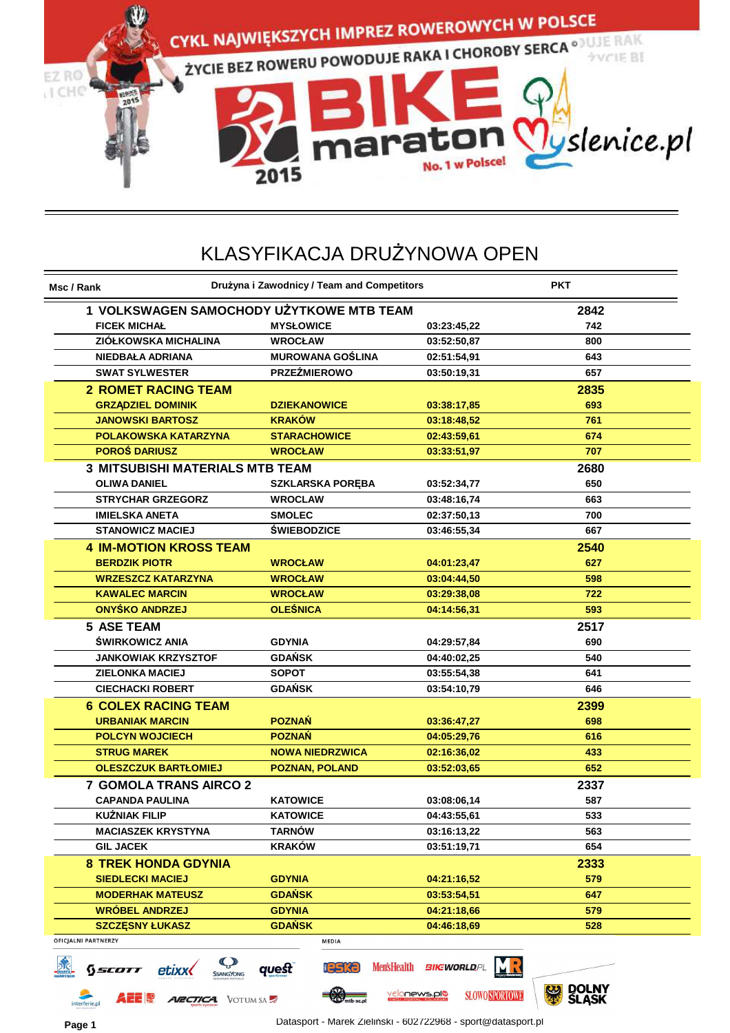CYKL NAJWIĘKSZYCH IMPREZ ROWEROWYCH W POLSCE

ŻYCIE BEZ ROWERU POWODUJE RAKA I CHOROBY SERCA

BIKE maraton 2015 No. 1 w Polsce! Myslenice.pl

# KLASYFIKACJA DRUŻYNOWA OPEN

| Msc / Rank | Drużyna i Zawodnicy / Team and Competitors | | | PKT |
|---|---|---|---|---|
| **1** | **VOLKSWAGEN SAMOCHODY UŻYTKOWE MTB TEAM** | | | **2842** |
| | FICEK MICHAŁ | MYSŁOWICE | 03:23:45,22 | 742 |
| | ZIÓŁKOWSKA MICHALINA | WROCŁAW | 03:52:50,87 | 800 |
| | NIEDBAŁA ADRIANA | MUROWANA GOŚLINA | 02:51:54,91 | 643 |
| | SWAT SYLWESTER | PRZEŹMIEROWO | 03:50:19,31 | 657 |
| **2** | **ROMET RACING TEAM** | | | **2835** |
| | GRZĄDZIEL DOMINIK | DZIEKANOWICE | 03:38:17,85 | 693 |
| | JANOWSKI BARTOSZ | KRAKÓW | 03:18:48,52 | 761 |
| | POLAKOWSKA KATARZYNA | STARACHOWICE | 02:43:59,61 | 674 |
| | POROŚ DARIUSZ | WROCŁAW | 03:33:51,97 | 707 |
| **3** | **MITSUBISHI MATERIALS MTB TEAM** | | | **2680** |
| | OLIWA DANIEL | SZKLARSKA PORĘBA | 03:52:34,77 | 650 |
| | STRYCHAR GRZEGORZ | WROCLAW | 03:48:16,74 | 663 |
| | IMIELSKA ANETA | SMOLEC | 02:37:50,13 | 700 |
| | STANOWICZ MACIEJ | ŚWIEBODZICE | 03:46:55,34 | 667 |
| **4** | **IM-MOTION KROSS TEAM** | | | **2540** |
| | BERDZIK PIOTR | WROCŁAW | 04:01:23,47 | 627 |
| | WRZESZCZ KATARZYNA | WROCŁAW | 03:04:44,50 | 598 |
| | KAWALEC MARCIN | WROCŁAW | 03:29:38,08 | 722 |
| | ONYŚKO ANDRZEJ | OLEŚNICA | 04:14:56,31 | 593 |
| **5** | **ASE TEAM** | | | **2517** |
| | ŚWIRKOWICZ ANIA | GDYNIA | 04:29:57,84 | 690 |
| | JANKOWIAK KRZYSZTOF | GDAŃSK | 04:40:02,25 | 540 |
| | ZIELONKA MACIEJ | SOPOT | 03:55:54,38 | 641 |
| | CIECHACKI ROBERT | GDAŃSK | 03:54:10,79 | 646 |
| **6** | **COLEX RACING TEAM** | | | **2399** |
| | URBANIAK MARCIN | POZNAŃ | 03:36:47,27 | 698 |
| | POLCYN WOJCIECH | POZNAŃ | 04:05:29,76 | 616 |
| | STRUG MAREK | NOWA NIEDRZWICA | 02:16:36,02 | 433 |
| | OLESZCZUK BARTŁOMIEJ | POZNAN, POLAND | 03:52:03,65 | 652 |
| **7** | **GOMOLA TRANS AIRCO 2** | | | **2337** |
| | CAPANDA PAULINA | KATOWICE | 03:08:06,14 | 587 |
| | KUŹNIAK FILIP | KATOWICE | 04:43:55,61 | 533 |
| | MACIASZEK KRYSTYNA | TARNÓW | 03:16:13,22 | 563 |
| | GIL JACEK | KRAKÓW | 03:51:19,71 | 654 |
| **8** | **TREK HONDA GDYNIA** | | | **2333** |
| | SIEDLECKI MACIEJ | GDYNIA | 04:21:16,52 | 579 |
| | MODERHAK MATEUSZ | GDAŃSK | 03:53:54,51 | 647 |
| | WRÓBEL ANDRZEJ | GDYNIA | 04:21:18,66 | 579 |
| | SZCZĘSNY ŁUKASZ | GDAŃSK | 04:46:18,69 | 528 |

OFICJALNI PARTNERZY

MEDIA

Datasport - Marek Zieliński - 602722968 - sport@datasport.pl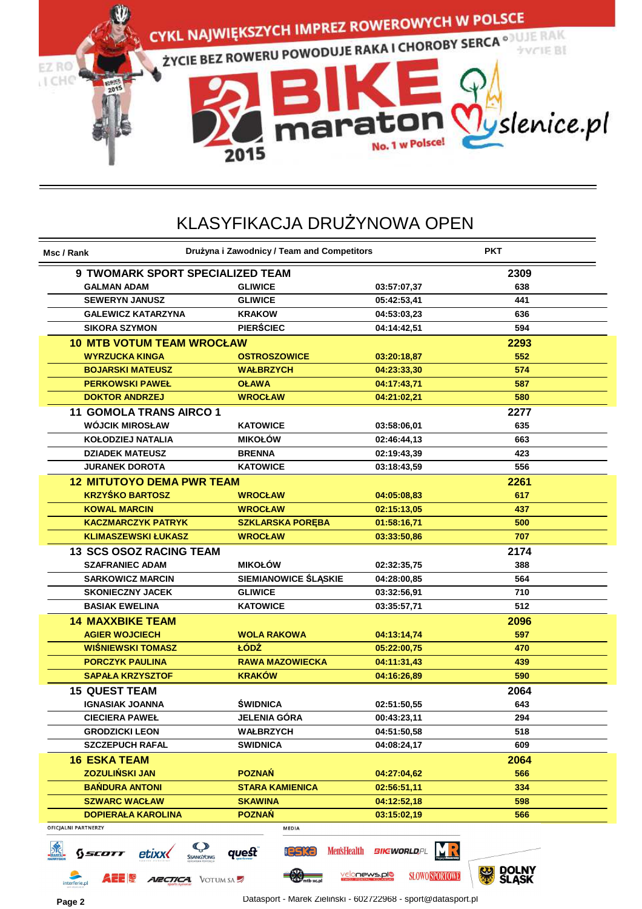CYKL NAJWIĘKSZYCH IMPREZ ROWEROWYCH W POLSCE

ŻYCIE BEZ ROWERU POWODUJE RAKA I CHOROBY SERCA ©

BIKE maraton 2015 No. 1 w Polsce! Myslenice.pl

# KLASYFIKACJA DRUŻYNOWA OPEN

| Msc / Rank | Drużyna i Zawodnicy / Team and Competitors | | | PKT |
|---|---|---|---|---|
| **9** | **TWOMARK SPORT SPECIALIZED TEAM** | | | **2309** |
| | GALMAN ADAM | GLIWICE | 03:57:07,37 | 638 |
| | SEWERYN JANUSZ | GLIWICE | 05:42:53,41 | 441 |
| | GALEWICZ KATARZYNA | KRAKOW | 04:53:03,23 | 636 |
| | SIKORA SZYMON | PIERŚCIEC | 04:14:42,51 | 594 |
| **10** | **MTB VOTUM TEAM WROCŁAW** | | | **2293** |
| | WYRZUCKA KINGA | OSTROSZOWICE | 03:20:18,87 | 552 |
| | BOJARSKI MATEUSZ | WAŁBRZYCH | 04:23:33,30 | 574 |
| | PERKOWSKI PAWEŁ | OŁAWA | 04:17:43,71 | 587 |
| | DOKTOR ANDRZEJ | WROCŁAW | 04:21:02,21 | 580 |
| **11** | **GOMOLA TRANS AIRCO 1** | | | **2277** |
| | WÓJCIK MIROSŁAW | KATOWICE | 03:58:06,01 | 635 |
| | KOŁODZIEJ NATALIA | MIKOŁÓW | 02:46:44,13 | 663 |
| | DZIADEK MATEUSZ | BRENNA | 02:19:43,39 | 423 |
| | JURANEK DOROTA | KATOWICE | 03:18:43,59 | 556 |
| **12** | **MITUTOYO DEMA PWR TEAM** | | | **2261** |
| | KRZYŚKO BARTOSZ | WROCŁAW | 04:05:08,83 | 617 |
| | KOWAL MARCIN | WROCŁAW | 02:15:13,05 | 437 |
| | KACZMARCZYK PATRYK | SZKLARSKA PORĘBA | 01:58:16,71 | 500 |
| | KLIMASZEWSKI ŁUKASZ | WROCŁAW | 03:33:50,86 | 707 |
| **13** | **SCS OSOZ RACING TEAM** | | | **2174** |
| | SZAFRANIEC ADAM | MIKOŁÓW | 02:32:35,75 | 388 |
| | SARKOWICZ MARCIN | SIEMIANOWICE ŚLĄSKIE | 04:28:00,85 | 564 |
| | SKONIECZNY JACEK | GLIWICE | 03:32:56,91 | 710 |
| | BASIAK EWELINA | KATOWICE | 03:35:57,71 | 512 |
| **14** | **MAXXBIKE TEAM** | | | **2096** |
| | AGIER WOJCIECH | WOLA RAKOWA | 04:13:14,74 | 597 |
| | WIŚNIEWSKI TOMASZ | ŁÓDŹ | 05:22:00,75 | 470 |
| | PORCZYK PAULINA | RAWA MAZOWIECKA | 04:11:31,43 | 439 |
| | SAPAŁA KRZYSZTOF | KRAKÓW | 04:16:26,89 | 590 |
| **15** | **QUEST TEAM** | | | **2064** |
| | IGNASIAK JOANNA | ŚWIDNICA | 02:51:50,55 | 643 |
| | CIECIERA PAWEŁ | JELENIA GÓRA | 00:43:23,11 | 294 |
| | GRODZICKI LEON | WAŁBRZYCH | 04:51:50,58 | 518 |
| | SZCZEPUCH RAFAL | SWIDNICA | 04:08:24,17 | 609 |
| **16** | **ESKA TEAM** | | | **2064** |
| | ZOZULIŃSKI JAN | POZNAŃ | 04:27:04,62 | 566 |
| | BAŃDURA ANTONI | STARA KAMIENICA | 02:56:51,11 | 334 |
| | SZWARC WACŁAW | SKAWINA | 04:12:52,18 | 598 |
| | DOPIERAŁA KAROLINA | POZNAŃ | 03:15:02,19 | 566 |

OFICJALNI PARTNERZY: SCOTT, etixx, SsangYong, quest, interferie.pl, AEE, ARCTICA, VOTUM SA

MEDIA: eska, Men'sHealth, BIKEWORLD.PL, MR, mtb-xc.pl, velonews.pl, SŁOWO SPORTOWE

DOLNY ŚLĄSK

Datasport - Marek Zieliński - 602722968 - sport@datasport.pl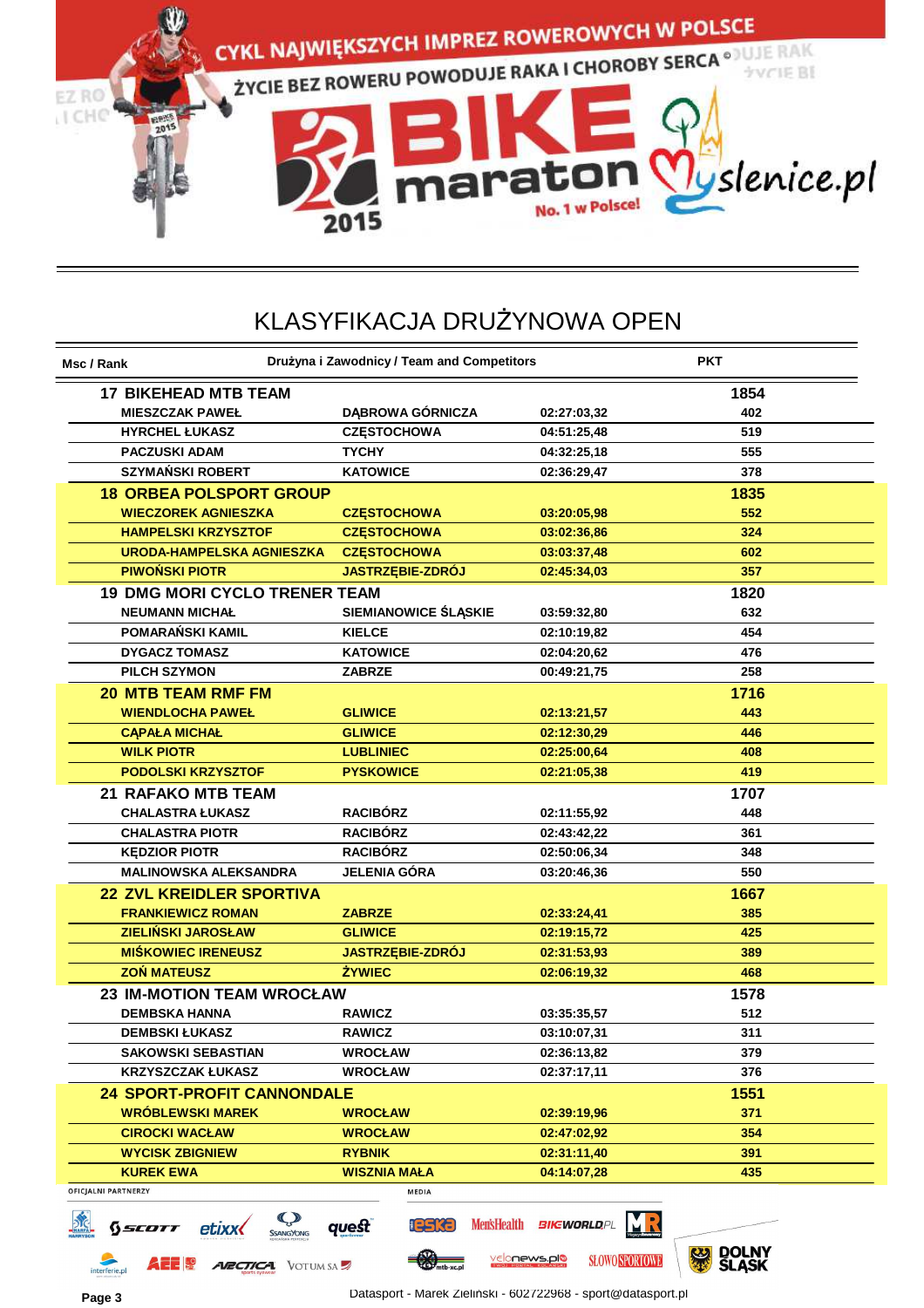# KLASYFIKACJA DRUŻYNOWA OPEN

| Msc / Rank | Drużyna i Zawodnicy / Team and Competitors | | | PKT |
|---|---|---|---|---|
| **17** | **BIKEHEAD MTB TEAM** | | | **1854** |
| | MIESZCZAK PAWEŁ | DĄBROWA GÓRNICZA | 02:27:03,32 | 402 |
| | HYRCHEL ŁUKASZ | CZĘSTOCHOWA | 04:51:25,48 | 519 |
| | PACZUSKI ADAM | TYCHY | 04:32:25,18 | 555 |
| | SZYMAŃSKI ROBERT | KATOWICE | 02:36:29,47 | 378 |
| **18** | **ORBEA POLSPORT GROUP** | | | **1835** |
| | WIECZOREK AGNIESZKA | CZĘSTOCHOWA | 03:20:05,98 | 552 |
| | HAMPELSKI KRZYSZTOF | CZĘSTOCHOWA | 03:02:36,86 | 324 |
| | URODA-HAMPELSKA AGNIESZKA | CZĘSTOCHOWA | 03:03:37,48 | 602 |
| | PIWOŃSKI PIOTR | JASTRZĘBIE-ZDRÓJ | 02:45:34,03 | 357 |
| **19** | **DMG MORI CYCLO TRENER TEAM** | | | **1820** |
| | NEUMANN MICHAŁ | SIEMIANOWICE ŚLĄSKIE | 03:59:32,80 | 632 |
| | POMARAŃSKI KAMIL | KIELCE | 02:10:19,82 | 454 |
| | DYGACZ TOMASZ | KATOWICE | 02:04:20,62 | 476 |
| | PILCH SZYMON | ZABRZE | 00:49:21,75 | 258 |
| **20** | **MTB TEAM RMF FM** | | | **1716** |
| | WIENDLOCHA PAWEŁ | GLIWICE | 02:13:21,57 | 443 |
| | CĄPAŁA MICHAŁ | GLIWICE | 02:12:30,29 | 446 |
| | WILK PIOTR | LUBLINIEC | 02:25:00,64 | 408 |
| | PODOLSKI KRZYSZTOF | PYSKOWICE | 02:21:05,38 | 419 |
| **21** | **RAFAKO MTB TEAM** | | | **1707** |
| | CHALASTRA ŁUKASZ | RACIBÓRZ | 02:11:55,92 | 448 |
| | CHALASTRA PIOTR | RACIBÓRZ | 02:43:42,22 | 361 |
| | KĘDZIOR PIOTR | RACIBÓRZ | 02:50:06,34 | 348 |
| | MALINOWSKA ALEKSANDRA | JELENIA GÓRA | 03:20:46,36 | 550 |
| **22** | **ZVL KREIDLER SPORTIVA** | | | **1667** |
| | FRANKIEWICZ ROMAN | ZABRZE | 02:33:24,41 | 385 |
| | ZIELIŃSKI JAROSŁAW | GLIWICE | 02:19:15,72 | 425 |
| | MIŚKOWIEC IRENEUSZ | JASTRZĘBIE-ZDRÓJ | 02:31:53,93 | 389 |
| | ZOŃ MATEUSZ | ŻYWIEC | 02:06:19,32 | 468 |
| **23** | **IM-MOTION TEAM WROCŁAW** | | | **1578** |
| | DEMBSKA HANNA | RAWICZ | 03:35:35,57 | 512 |
| | DEMBSKI ŁUKASZ | RAWICZ | 03:10:07,31 | 311 |
| | SAKOWSKI SEBASTIAN | WROCŁAW | 02:36:13,82 | 379 |
| | KRZYSZCZAK ŁUKASZ | WROCŁAW | 02:37:17,11 | 376 |
| **24** | **SPORT-PROFIT CANNONDALE** | | | **1551** |
| | WRÓBLEWSKI MAREK | WROCŁAW | 02:39:19,96 | 371 |
| | CIROCKI WACŁAW | WROCŁAW | 02:47:02,92 | 354 |
| | WYCISK ZBIGNIEW | RYBNIK | 02:31:11,40 | 391 |
| | KUREK EWA | WISZNIA MAŁA | 04:14:07,28 | 435 |

Datasport - Marek Zieliński - 602722968 - sport@datasport.pl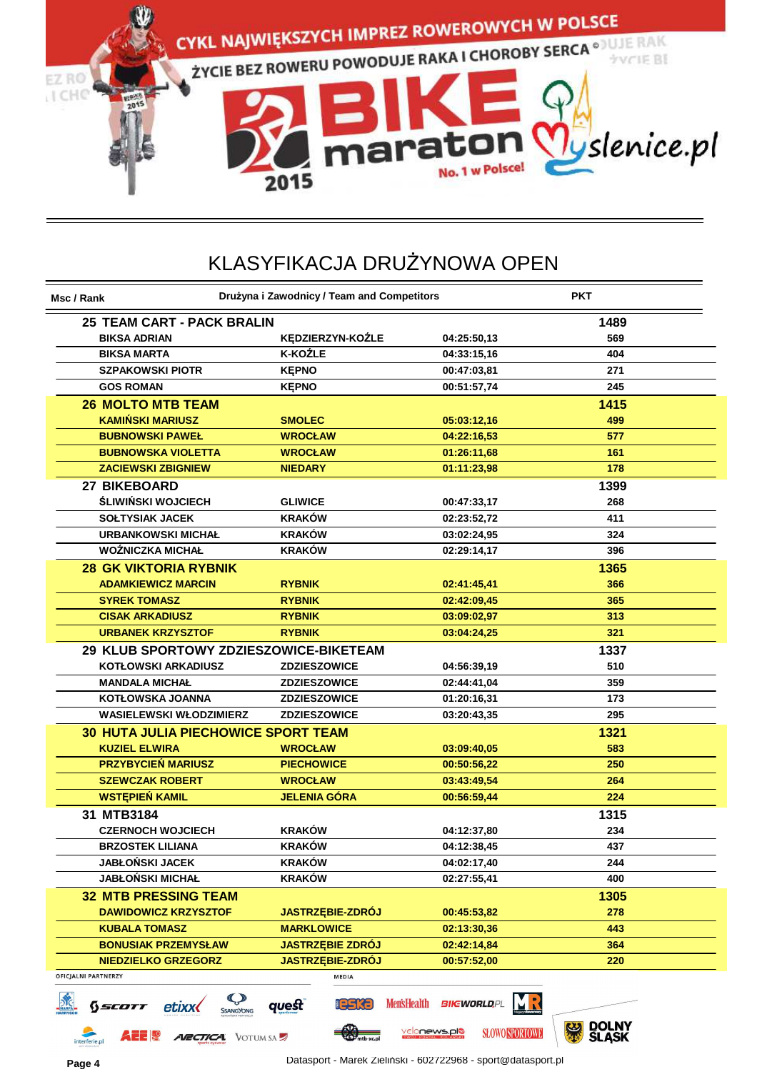CYKL NAJWIĘKSZYCH IMPREZ ROWEROWYCH W POLSCE

ŻYCIE BEZ ROWERU POWODUJE RAKA I CHOROBY SERCA

BIKE maraton 2015 No. 1 w Polsce! Myslenice.pl

# KLASYFIKACJA DRUŻYNOWA OPEN

| Msc / Rank | Drużyna i Zawodnicy / Team and Competitors | | | PKT |
|---|---|---|---|---|
| **25** | **TEAM CART - PACK BRALIN** | | | **1489** |
| | BIKSA ADRIAN | KĘDZIERZYN-KOŹLE | 04:25:50,13 | 569 |
| | BIKSA MARTA | K-KOŹLE | 04:33:15,16 | 404 |
| | SZPAKOWSKI PIOTR | KĘPNO | 00:47:03,81 | 271 |
| | GOS ROMAN | KĘPNO | 00:51:57,74 | 245 |
| **26** | **MOLTO MTB TEAM** | | | **1415** |
| | KAMIŃSKI MARIUSZ | SMOLEC | 05:03:12,16 | 499 |
| | BUBNOWSKI PAWEŁ | WROCŁAW | 04:22:16,53 | 577 |
| | BUBNOWSKA VIOLETTA | WROCŁAW | 01:26:11,68 | 161 |
| | ZACIEWSKI ZBIGNIEW | NIEDARY | 01:11:23,98 | 178 |
| **27** | **BIKEBOARD** | | | **1399** |
| | ŚLIWIŃSKI WOJCIECH | GLIWICE | 00:47:33,17 | 268 |
| | SOŁTYSIAK JACEK | KRAKÓW | 02:23:52,72 | 411 |
| | URBANKOWSKI MICHAŁ | KRAKÓW | 03:02:24,95 | 324 |
| | WOŹNICZKA MICHAŁ | KRAKÓW | 02:29:14,17 | 396 |
| **28** | **GK VIKTORIA RYBNIK** | | | **1365** |
| | ADAMKIEWICZ MARCIN | RYBNIK | 02:41:45,41 | 366 |
| | SYREK TOMASZ | RYBNIK | 02:42:09,45 | 365 |
| | CISAK ARKADIUSZ | RYBNIK | 03:09:02,97 | 313 |
| | URBANEK KRZYSZTOF | RYBNIK | 03:04:24,25 | 321 |
| **29** | **KLUB SPORTOWY ZDZIESZOWICE-BIKETEAM** | | | **1337** |
| | KOTŁOWSKI ARKADIUSZ | ZDZIESZOWICE | 04:56:39,19 | 510 |
| | MANDALA MICHAŁ | ZDZIESZOWICE | 02:44:41,04 | 359 |
| | KOTŁOWSKA JOANNA | ZDZIESZOWICE | 01:20:16,31 | 173 |
| | WASIELEWSKI WŁODZIMIERZ | ZDZIESZOWICE | 03:20:43,35 | 295 |
| **30** | **HUTA JULIA PIECHOWICE SPORT TEAM** | | | **1321** |
| | KUZIEL ELWIRA | WROCŁAW | 03:09:40,05 | 583 |
| | PRZYBYCIEŃ MARIUSZ | PIECHOWICE | 00:50:56,22 | 250 |
| | SZEWCZAK ROBERT | WROCŁAW | 03:43:49,54 | 264 |
| | WSTĘPIEŃ KAMIL | JELENIA GÓRA | 00:56:59,44 | 224 |
| **31** | **MTB3184** | | | **1315** |
| | CZERNOCH WOJCIECH | KRAKÓW | 04:12:37,80 | 234 |
| | BRZOSTEK LILIANA | KRAKÓW | 04:12:38,45 | 437 |
| | JABŁOŃSKI JACEK | KRAKÓW | 04:02:17,40 | 244 |
| | JABŁOŃSKI MICHAŁ | KRAKÓW | 02:27:55,41 | 400 |
| **32** | **MTB PRESSING TEAM** | | | **1305** |
| | DAWIDOWICZ KRZYSZTOF | JASTRZĘBIE-ZDRÓJ | 00:45:53,82 | 278 |
| | KUBALA TOMASZ | MARKLOWICE | 02:13:30,36 | 443 |
| | BONUSIAK PRZEMYSŁAW | JASTRZĘBIE ZDRÓJ | 02:42:14,84 | 364 |
| | NIEDZIELKO GRZEGORZ | JASTRZĘBIE-ZDRÓJ | 00:57:52,00 | 220 |

OFICJALNI PARTNERZY — MEDIA

Datasport - Marek Zieliński - 602722968 - sport@datasport.pl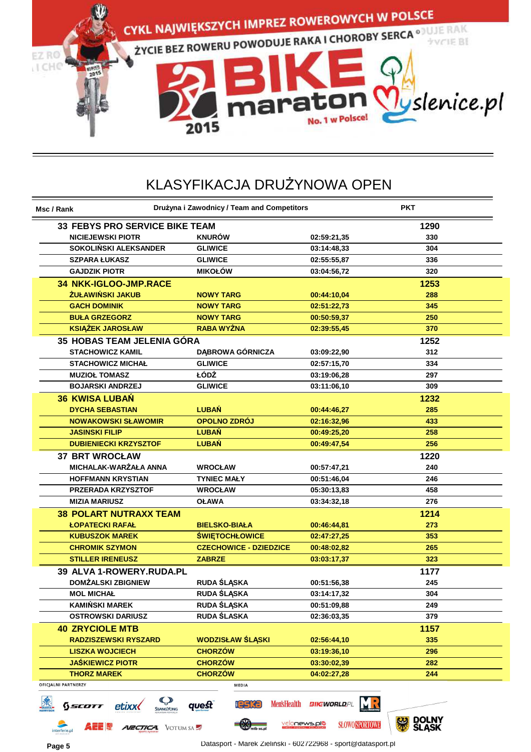CYKL NAJWIĘKSZYCH IMPREZ ROWEROWYCH W POLSCE

ŻYCIE BEZ ROWERU POWODUJE RAKA I CHOROBY SERCA ©

BIKE maraton 2015 No. 1 w Polsce! Myslenice.pl

# KLASYFIKACJA DRUŻYNOWA OPEN

| Msc / Rank | Drużyna i Zawodnicy / Team and Competitors | | | PKT |
|---|---|---|---|---|
| 33 | **FEBYS PRO SERVICE BIKE TEAM** | | | **1290** |
| | NICIEJEWSKI PIOTR | KNURÓW | 02:59:21,35 | 330 |
| | SOKOLIŃSKI ALEKSANDER | GLIWICE | 03:14:48,33 | 304 |
| | SZPARA ŁUKASZ | GLIWICE | 02:55:55,87 | 336 |
| | GAJDZIK PIOTR | MIKOŁÓW | 03:04:56,72 | 320 |
| 34 | **NKK-IGLOO-JMP.RACE** | | | **1253** |
| | ŻUŁAWIŃSKI JAKUB | NOWY TARG | 00:44:10,04 | 288 |
| | GACH DOMINIK | NOWY TARG | 02:51:22,73 | 345 |
| | BUŁA GRZEGORZ | NOWY TARG | 00:50:59,37 | 250 |
| | KSIĄŻEK JAROSŁAW | RABA WYŻNA | 02:39:55,45 | 370 |
| 35 | **HOBAS TEAM JELENIA GÓRA** | | | **1252** |
| | STACHOWICZ KAMIL | DĄBROWA GÓRNICZA | 03:09:22,90 | 312 |
| | STACHOWICZ MICHAŁ | GLIWICE | 02:57:15,70 | 334 |
| | MUZIOŁ TOMASZ | ŁÓDŹ | 03:19:06,28 | 297 |
| | BOJARSKI ANDRZEJ | GLIWICE | 03:11:06,10 | 309 |
| 36 | **KWISA LUBAŃ** | | | **1232** |
| | DYCHA SEBASTIAN | LUBAŃ | 00:44:46,27 | 285 |
| | NOWAKOWSKI SŁAWOMIR | OPOLNO ZDRÓJ | 02:16:32,96 | 433 |
| | JASINSKI FILIP | LUBAŃ | 00:49:25,20 | 258 |
| | DUBIENIECKI KRZYSZTOF | LUBAŃ | 00:49:47,54 | 256 |
| 37 | **BRT WROCŁAW** | | | **1220** |
| | MICHALAK-WARŻAŁA ANNA | WROCŁAW | 00:57:47,21 | 240 |
| | HOFFMANN KRYSTIAN | TYNIEC MAŁY | 00:51:46,04 | 246 |
| | PRZERADA KRZYSZTOF | WROCŁAW | 05:30:13,83 | 458 |
| | MIZIA MARIUSZ | OŁAWA | 03:34:32,18 | 276 |
| 38 | **POLART NUTRAXX TEAM** | | | **1214** |
| | ŁOPATECKI RAFAŁ | BIELSKO-BIAŁA | 00:46:44,81 | 273 |
| | KUBUSZOK MAREK | ŚWIĘTOCHŁOWICE | 02:47:27,25 | 353 |
| | CHROMIK SZYMON | CZECHOWICE - DZIEDZICE | 00:48:02,82 | 265 |
| | STILLER IRENEUSZ | ZABRZE | 03:03:17,37 | 323 |
| 39 | **ALVA 1-ROWERY.RUDA.PL** | | | **1177** |
| | DOMŻALSKI ZBIGNIEW | RUDA ŚLĄSKA | 00:51:56,38 | 245 |
| | MOL MICHAŁ | RUDA ŚLĄSKA | 03:14:17,32 | 304 |
| | KAMIŃSKI MAREK | RUDA ŚLĄSKA | 00:51:09,88 | 249 |
| | OSTROWSKI DARIUSZ | RUDA ŚLASKA | 02:36:03,35 | 379 |
| 40 | **ZRYCIOLE MTB** | | | **1157** |
| | RADZISZEWSKI RYSZARD | WODZISŁAW ŚLĄSKI | 02:56:44,10 | 335 |
| | LISZKA WOJCIECH | CHORZÓW | 03:19:36,10 | 296 |
| | JAŚKIEWICZ PIOTR | CHORZÓW | 03:30:02,39 | 282 |
| | THORZ MAREK | CHORZÓW | 04:02:27,28 | 244 |

OFICJALNI PARTNERZY — MEDIA

Datasport - Marek Zieliński - 602722968 - sport@datasport.pl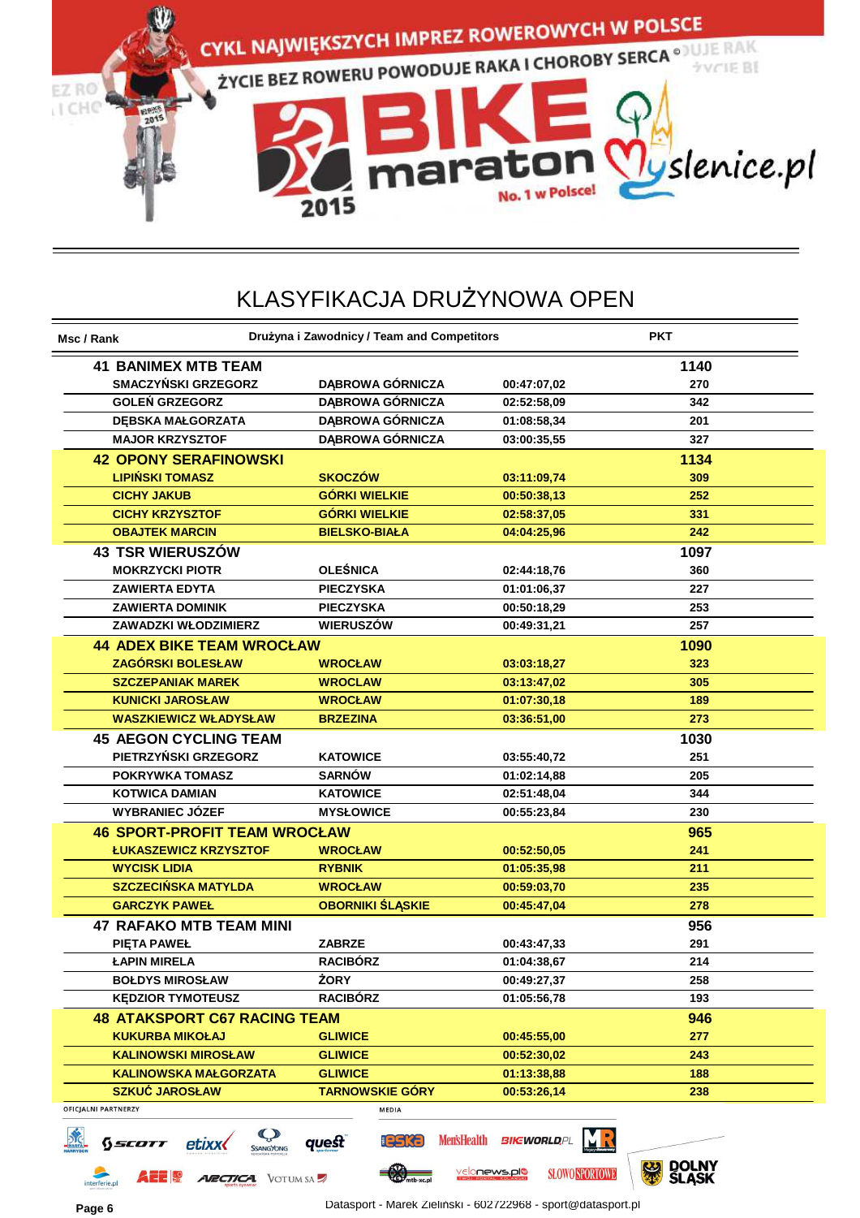# KLASYFIKACJA DRUŻYNOWA OPEN

| Msc / Rank | Drużyna i Zawodnicy / Team and Competitors | | | PKT |
|---|---|---|---|---|
| **41** | **BANIMEX MTB TEAM** | | | **1140** |
| | SMACZYŃSKI GRZEGORZ | DĄBROWA GÓRNICZA | 00:47:07,02 | 270 |
| | GOLEŃ GRZEGORZ | DĄBROWA GÓRNICZA | 02:52:58,09 | 342 |
| | DĘBSKA MAŁGORZATA | DĄBROWA GÓRNICZA | 01:08:58,34 | 201 |
| | MAJOR KRZYSZTOF | DĄBROWA GÓRNICZA | 03:00:35,55 | 327 |
| **42** | **OPONY SERAFINOWSKI** | | | **1134** |
| | LIPIŃSKI TOMASZ | SKOCZÓW | 03:11:09,74 | 309 |
| | CICHY JAKUB | GÓRKI WIELKIE | 00:50:38,13 | 252 |
| | CICHY KRZYSZTOF | GÓRKI WIELKIE | 02:58:37,05 | 331 |
| | OBAJTEK MARCIN | BIELSKO-BIAŁA | 04:04:25,96 | 242 |
| **43** | **TSR WIERUSZÓW** | | | **1097** |
| | MOKRZYCKI PIOTR | OLEŚNICA | 02:44:18,76 | 360 |
| | ZAWIERTA EDYTA | PIECZYSKA | 01:01:06,37 | 227 |
| | ZAWIERTA DOMINIK | PIECZYSKA | 00:50:18,29 | 253 |
| | ZAWADZKI WŁODZIMIERZ | WIERUSZÓW | 00:49:31,21 | 257 |
| **44** | **ADEX BIKE TEAM WROCŁAW** | | | **1090** |
| | ZAGÓRSKI BOLESŁAW | WROCŁAW | 03:03:18,27 | 323 |
| | SZCZEPANIAK MAREK | WROCLAW | 03:13:47,02 | 305 |
| | KUNICKI JAROSŁAW | WROCŁAW | 01:07:30,18 | 189 |
| | WASZKIEWICZ WŁADYSŁAW | BRZEZINA | 03:36:51,00 | 273 |
| **45** | **AEGON CYCLING TEAM** | | | **1030** |
| | PIETRZYŃSKI GRZEGORZ | KATOWICE | 03:55:40,72 | 251 |
| | POKRYWKA TOMASZ | SARNÓW | 01:02:14,88 | 205 |
| | KOTWICA DAMIAN | KATOWICE | 02:51:48,04 | 344 |
| | WYBRANIEC JÓZEF | MYSŁOWICE | 00:55:23,84 | 230 |
| **46** | **SPORT-PROFIT TEAM WROCŁAW** | | | **965** |
| | ŁUKASZEWICZ KRZYSZTOF | WROCŁAW | 00:52:50,05 | 241 |
| | WYCISK LIDIA | RYBNIK | 01:05:35,98 | 211 |
| | SZCZECIŃSKA MATYLDA | WROCŁAW | 00:59:03,70 | 235 |
| | GARCZYK PAWEŁ | OBORNIKI ŚLĄSKIE | 00:45:47,04 | 278 |
| **47** | **RAFAKO MTB TEAM MINI** | | | **956** |
| | PIĘTA PAWEŁ | ZABRZE | 00:43:47,33 | 291 |
| | ŁAPIN MIRELA | RACIBÓRZ | 01:04:38,67 | 214 |
| | BOŁDYS MIROSŁAW | ŻORY | 00:49:27,37 | 258 |
| | KĘDZIOR TYMOTEUSZ | RACIBÓRZ | 01:05:56,78 | 193 |
| **48** | **ATAKSPORT C67 RACING TEAM** | | | **946** |
| | KUKURBA MIKOŁAJ | GLIWICE | 00:45:55,00 | 277 |
| | KALINOWSKI MIROSŁAW | GLIWICE | 00:52:30,02 | 243 |
| | KALINOWSKA MAŁGORZATA | GLIWICE | 01:13:38,88 | 188 |
| | SZKUĆ JAROSŁAW | TARNOWSKIE GÓRY | 00:53:26,14 | 238 |

Datasport - Marek Zieliński - 602722968 - sport@datasport.pl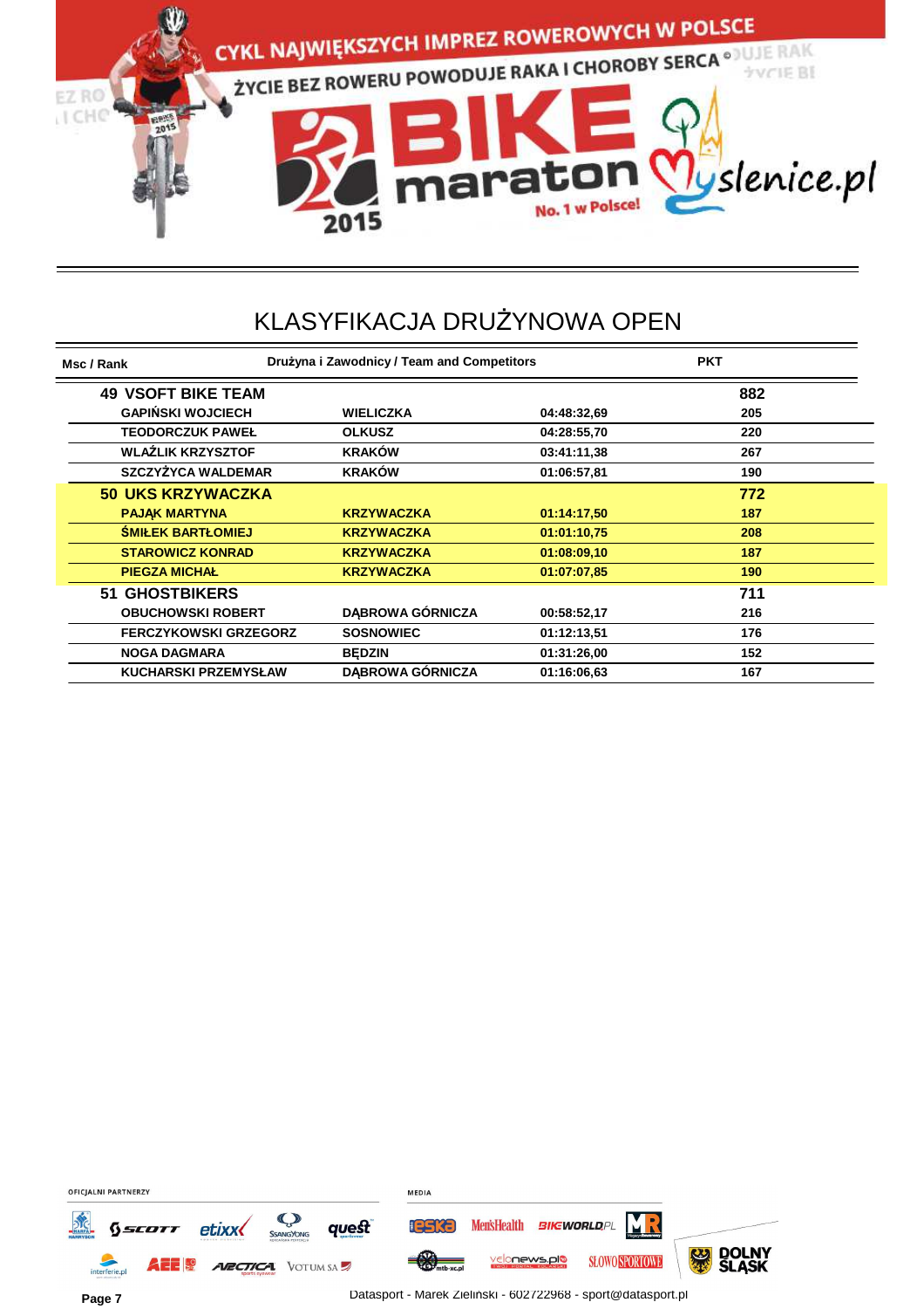# KLASYFIKACJA DRUŻYNOWA OPEN

| Msc / Rank | Drużyna i Zawodnicy / Team and Competitors | | | PKT |
|---|---|---|---|---|
| 49 | VSOFT BIKE TEAM | | | 882 |
| | GAPIŃSKI WOJCIECH | WIELICZKA | 04:48:32,69 | 205 |
| | TEODORCZUK PAWEŁ | OLKUSZ | 04:28:55,70 | 220 |
| | WLAŹLIK KRZYSZTOF | KRAKÓW | 03:41:11,38 | 267 |
| | SZCZYŻYCA WALDEMAR | KRAKÓW | 01:06:57,81 | 190 |
| 50 | UKS KRZYWACZKA | | | 772 |
| | PAJĄK MARTYNA | KRZYWACZKA | 01:14:17,50 | 187 |
| | ŚMIŁEK BARTŁOMIEJ | KRZYWACZKA | 01:01:10,75 | 208 |
| | STAROWICZ KONRAD | KRZYWACZKA | 01:08:09,10 | 187 |
| | PIEGZA MICHAŁ | KRZYWACZKA | 01:07:07,85 | 190 |
| 51 | GHOSTBIKERS | | | 711 |
| | OBUCHOWSKI ROBERT | DĄBROWA GÓRNICZA | 00:58:52,17 | 216 |
| | FERCZYKOWSKI GRZEGORZ | SOSNOWIEC | 01:12:13,51 | 176 |
| | NOGA DAGMARA | BĘDZIN | 01:31:26,00 | 152 |
| | KUCHARSKI PRZEMYSŁAW | DĄBROWA GÓRNICZA | 01:16:06,63 | 167 |

Datasport - Marek Zieliński - 602722968 - sport@datasport.pl